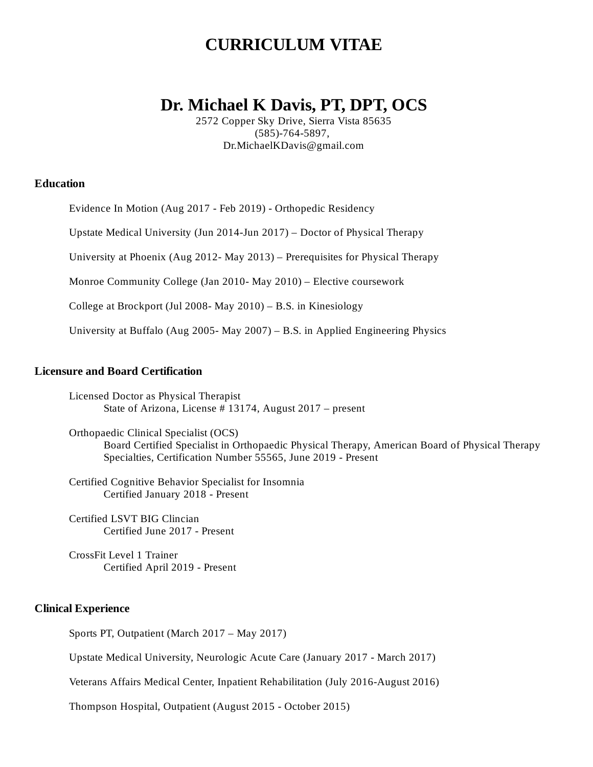# CURRICULUM VITAE

## Dr. Michael K Davis, PT, DPT, OCS

2572 Copper Sky Drive, Sierra Vista 85635
(585)-764-5897,
Dr.MichaelKDavis@gmail.com

### Education

Evidence In Motion (Aug 2017 - Feb 2019) - Orthopedic Residency

Upstate Medical University (Jun 2014-Jun 2017) – Doctor of Physical Therapy

University at Phoenix (Aug 2012- May 2013) – Prerequisites for Physical Therapy

Monroe Community College (Jan 2010- May 2010) – Elective coursework

College at Brockport (Jul 2008- May 2010) – B.S. in Kinesiology

University at Buffalo (Aug 2005- May 2007) – B.S. in Applied Engineering Physics

### Licensure and Board Certification

Licensed Doctor as Physical Therapist
State of Arizona, License # 13174, August 2017 – present

Orthopaedic Clinical Specialist (OCS)
Board Certified Specialist in Orthopaedic Physical Therapy, American Board of Physical Therapy Specialties, Certification Number 55565, June 2019 - Present

Certified Cognitive Behavior Specialist for Insomnia
Certified January 2018 - Present

Certified LSVT BIG Clincian
Certified June 2017 - Present

CrossFit Level 1 Trainer
Certified April 2019 - Present

### Clinical Experience

Sports PT, Outpatient (March 2017 – May 2017)

Upstate Medical University, Neurologic Acute Care (January 2017 - March 2017)

Veterans Affairs Medical Center, Inpatient Rehabilitation (July 2016-August 2016)

Thompson Hospital, Outpatient (August 2015 - October 2015)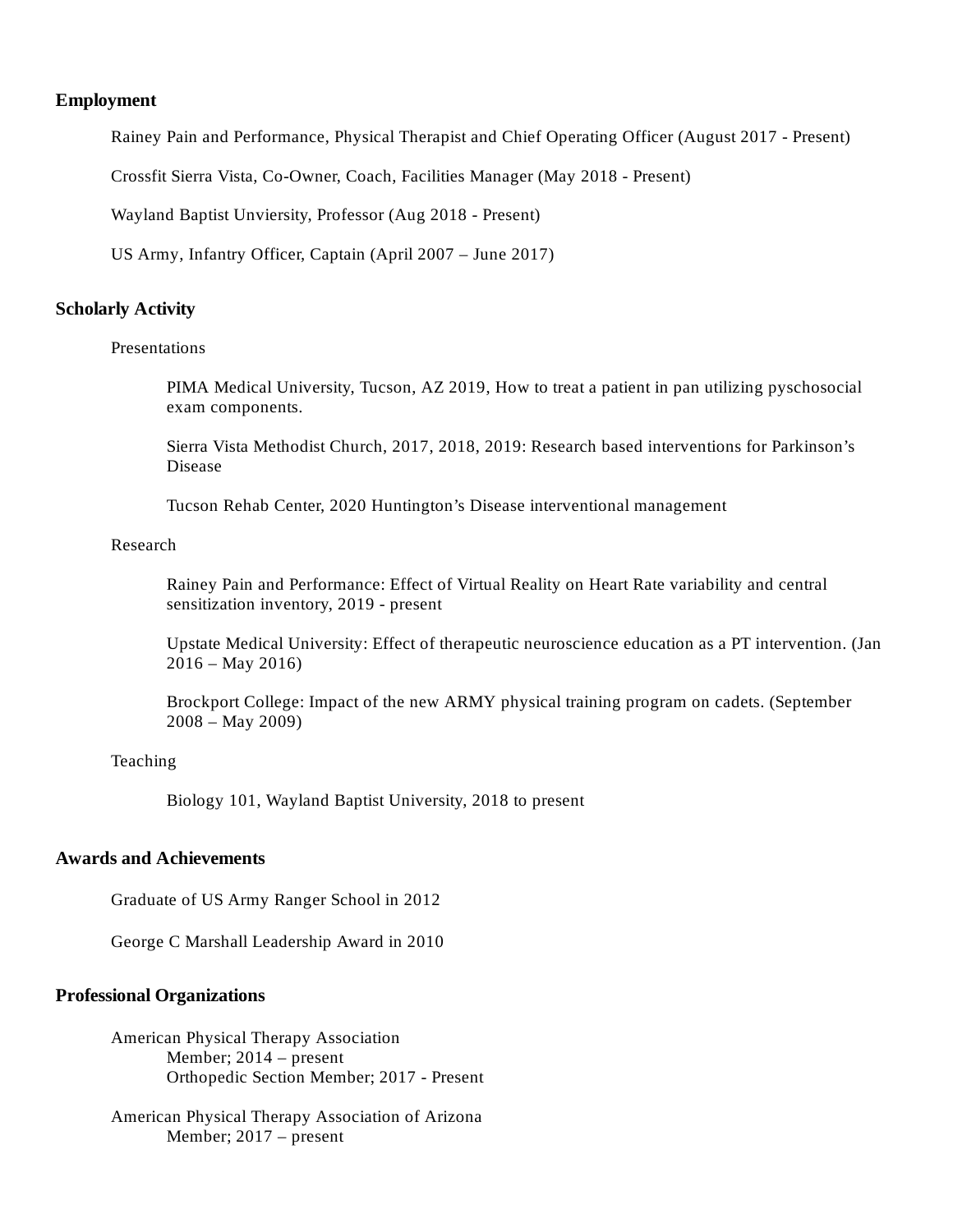## Employment

Rainey Pain and Performance, Physical Therapist and Chief Operating Officer (August 2017 - Present)

Crossfit Sierra Vista, Co-Owner, Coach, Facilities Manager (May 2018 - Present)

Wayland Baptist Unviersity, Professor (Aug 2018 - Present)

US Army, Infantry Officer, Captain (April 2007 – June 2017)

## Scholarly Activity

### Presentations

PIMA Medical University, Tucson, AZ 2019, How to treat a patient in pan utilizing pyschosocial exam components.

Sierra Vista Methodist Church, 2017, 2018, 2019: Research based interventions for Parkinson's Disease

Tucson Rehab Center, 2020 Huntington's Disease interventional management

### Research

Rainey Pain and Performance: Effect of Virtual Reality on Heart Rate variability and central sensitization inventory, 2019 - present

Upstate Medical University: Effect of therapeutic neuroscience education as a PT intervention. (Jan 2016 – May 2016)

Brockport College: Impact of the new ARMY physical training program on cadets. (September 2008 – May 2009)

### Teaching

Biology 101, Wayland Baptist University, 2018 to present

## Awards and Achievements

Graduate of US Army Ranger School in 2012

George C Marshall Leadership Award in 2010

## Professional Organizations

American Physical Therapy Association
- Member; 2014 – present
- Orthopedic Section Member; 2017 - Present

American Physical Therapy Association of Arizona
- Member; 2017 – present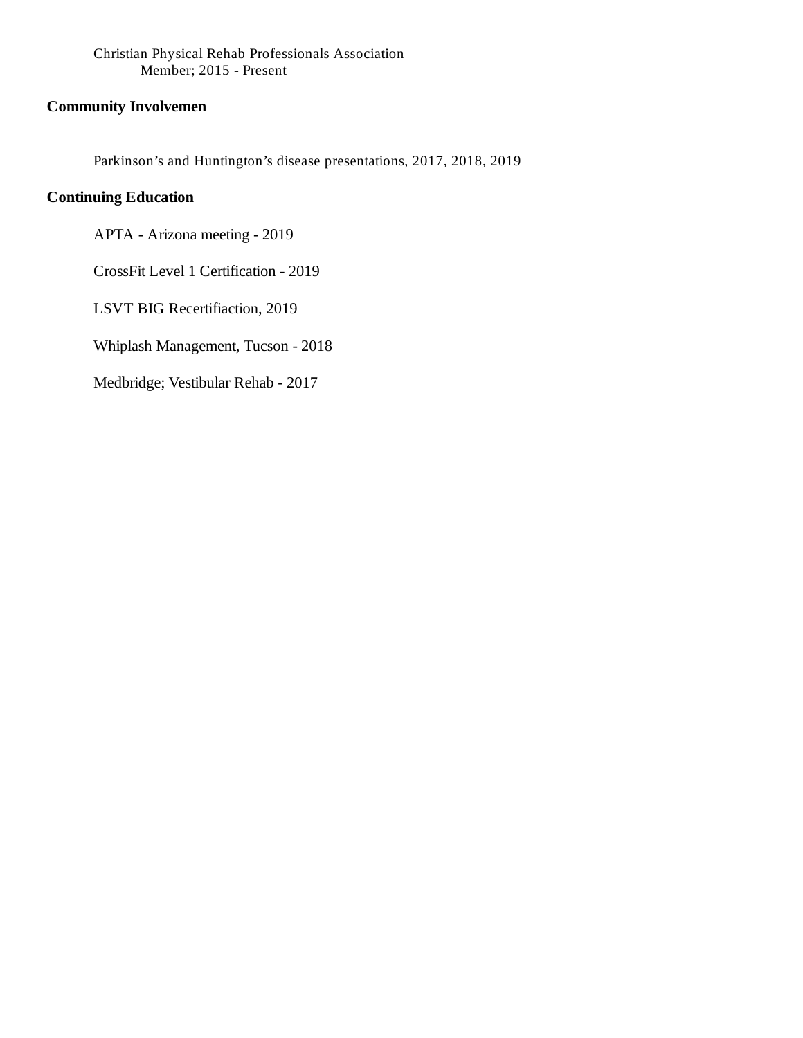Christian Physical Rehab Professionals Association
Member; 2015 - Present

**Community Involvemen**

Parkinson's and Huntington's disease presentations, 2017, 2018, 2019

**Continuing Education**

APTA - Arizona meeting - 2019

CrossFit Level 1 Certification - 2019

LSVT BIG Recertifiaction, 2019

Whiplash Management, Tucson - 2018

Medbridge; Vestibular Rehab - 2017